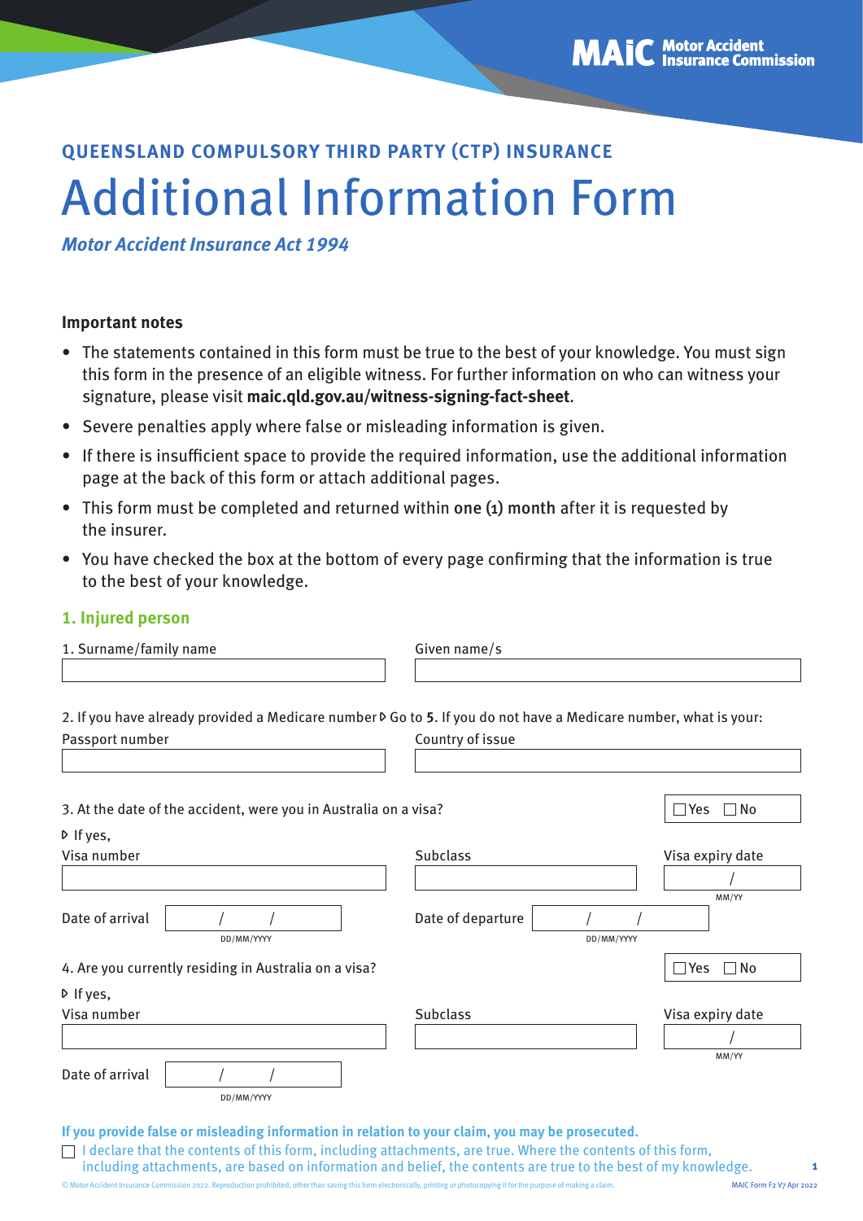MAIC Motor Accident Insurance Commission

QUEENSLAND COMPULSORY THIRD PARTY (CTP) INSURANCE

# Additional Information Form

***Motor Accident Insurance Act 1994***

### Important notes

- The statements contained in this form must be true to the best of your knowledge. You must sign this form in the presence of an eligible witness. For further information on who can witness your signature, please visit **maic.qld.gov.au/witness-signing-fact-sheet**.
- Severe penalties apply where false or misleading information is given.
- If there is insufficient space to provide the required information, use the additional information page at the back of this form or attach additional pages.
- This form must be completed and returned within **one (1) month** after it is requested by the insurer.
- You have checked the box at the bottom of every page confirming that the information is true to the best of your knowledge.

## 1. Injured person

1. Surname/family name ______________________ Given name/s ______________________

2. If you have already provided a Medicare number ▷ Go to **5**. If you do not have a Medicare number, what is your:

Passport number ______________________ Country of issue ______________________

3. At the date of the accident, were you in Australia on a visa? ☐ Yes ☐ No

▷ If yes,

Visa number ______________________ Subclass ______________________ Visa expiry date ___ / ___ (MM/YY)

Date of arrival ___ / ___ / ___ (DD/MM/YYYY) Date of departure ___ / ___ / ___ (DD/MM/YYYY)

4. Are you currently residing in Australia on a visa? ☐ Yes ☐ No

▷ If yes,

Visa number ______________________ Subclass ______________________ Visa expiry date ___ / ___ (MM/YY)

Date of arrival ___ / ___ / ___ (DD/MM/YYYY)

**If you provide false or misleading information in relation to your claim, you may be prosecuted.**

☐ I declare that the contents of this form, including attachments, are true. Where the contents of this form, including attachments, are based on information and belief, the contents are true to the best of my knowledge.

© Motor Accident Insurance Commission 2022. Reproduction prohibited, other than saving this form electronically, printing or photocopying it for the purpose of making a claim.

MAIC Form F2 V7 Apr 2022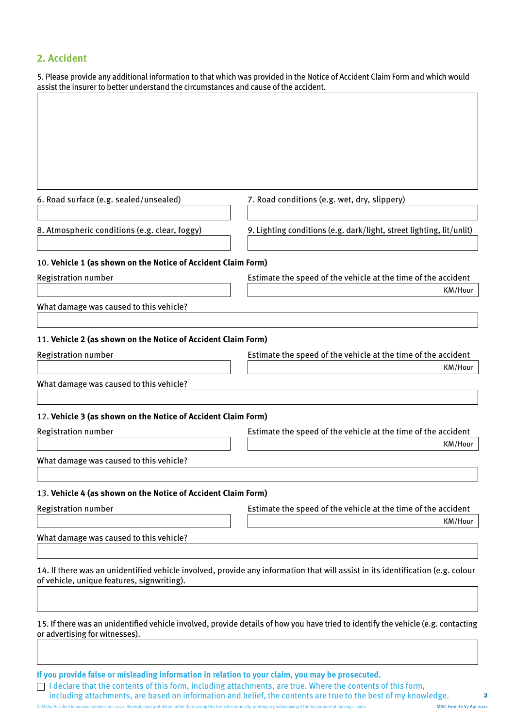## 2. Accident

5. Please provide any additional information to that which was provided in the Notice of Accident Claim Form and which would assist the insurer to better understand the circumstances and cause of the accident.

6. Road surface (e.g. sealed/unsealed)

7. Road conditions (e.g. wet, dry, slippery)

8. Atmospheric conditions (e.g. clear, foggy)

9. Lighting conditions (e.g. dark/light, street lighting, lit/unlit)

10. **Vehicle 1 (as shown on the Notice of Accident Claim Form)**

Registration number

Estimate the speed of the vehicle at the time of the accident KM/Hour

What damage was caused to this vehicle?

11. **Vehicle 2 (as shown on the Notice of Accident Claim Form)**

Registration number

Estimate the speed of the vehicle at the time of the accident KM/Hour

What damage was caused to this vehicle?

12. **Vehicle 3 (as shown on the Notice of Accident Claim Form)**

Registration number

Estimate the speed of the vehicle at the time of the accident KM/Hour

What damage was caused to this vehicle?

13. **Vehicle 4 (as shown on the Notice of Accident Claim Form)**

Registration number

Estimate the speed of the vehicle at the time of the accident KM/Hour

What damage was caused to this vehicle?

14. If there was an unidentified vehicle involved, provide any information that will assist in its identification (e.g. colour of vehicle, unique features, signwriting).

15. If there was an unidentified vehicle involved, provide details of how you have tried to identify the vehicle (e.g. contacting or advertising for witnesses).

**If you provide false or misleading information in relation to your claim, you may be prosecuted.**

☐ I declare that the contents of this form, including attachments, are true. Where the contents of this form, including attachments, are based on information and belief, the contents are true to the best of my knowledge.

© Motor Accident Insurance Commission 2022. Reproduction prohibited, other than saving this form electronically, printing or photocopying it for the purpose of making a claim.

MAIC Form F2 V7 Apr 2022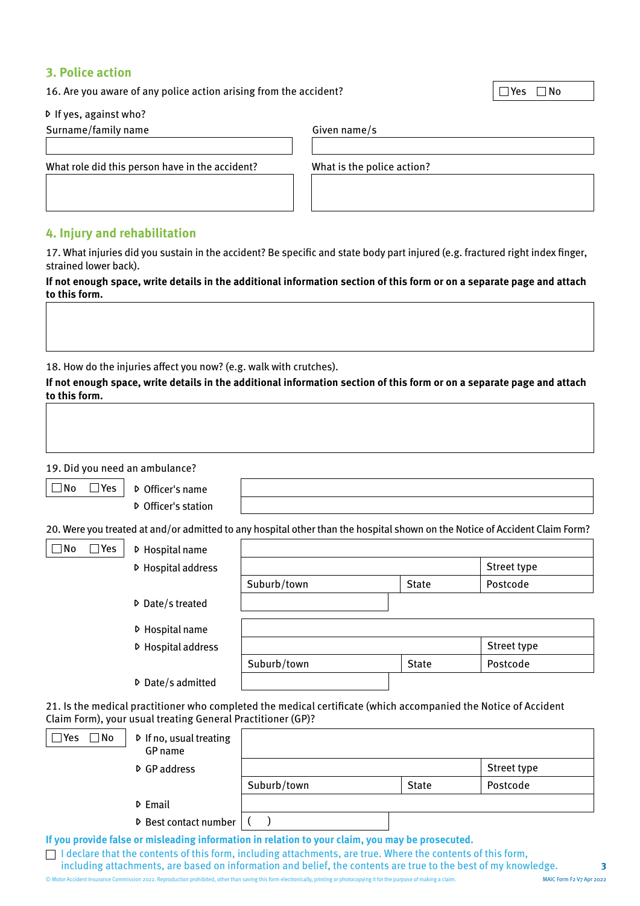## 3. Police action

16. Are you aware of any police action arising from the accident? ☐ Yes ☐ No

- If yes, against who?

| Surname/family name | Given name/s |
| --- | --- |
| | |

| What role did this person have in the accident? | What is the police action? |
| --- | --- |
| | |

## 4. Injury and rehabilitation

17. What injuries did you sustain in the accident? Be specific and state body part injured (e.g. fractured right index finger, strained lower back).

**If not enough space, write details in the additional information section of this form or on a separate page and attach to this form.**

18. How do the injuries affect you now? (e.g. walk with crutches).

**If not enough space, write details in the additional information section of this form or on a separate page and attach to this form.**

19. Did you need an ambulance?

☐ No ☐ Yes

- Officer's name
- Officer's station

20. Were you treated at and/or admitted to any hospital other than the hospital shown on the Notice of Accident Claim Form?

☐ No ☐ Yes

- Hospital name
- Hospital address

| | | Street type |
| --- | --- | --- |
| Suburb/town | State | Postcode |

- Date/s treated
- Hospital name
- Hospital address

| | | Street type |
| --- | --- | --- |
| Suburb/town | State | Postcode |

- Date/s admitted

21. Is the medical practitioner who completed the medical certificate (which accompanied the Notice of Accident Claim Form), your usual treating General Practitioner (GP)?

☐ Yes ☐ No

- If no, usual treating GP name
- GP address

| | | Street type |
| --- | --- | --- |
| Suburb/town | State | Postcode |

- Email
- Best contact number ( )

**If you provide false or misleading information in relation to your claim, you may be prosecuted.**

☐ I declare that the contents of this form, including attachments, are true. Where the contents of this form, including attachments, are based on information and belief, the contents are true to the best of my knowledge.

© Motor Accident Insurance Commission 2022. Reproduction prohibited, other than saving this form electronically, printing or photocopying it for the purpose of making a claim.

MAIC Form F2 V7 Apr 2022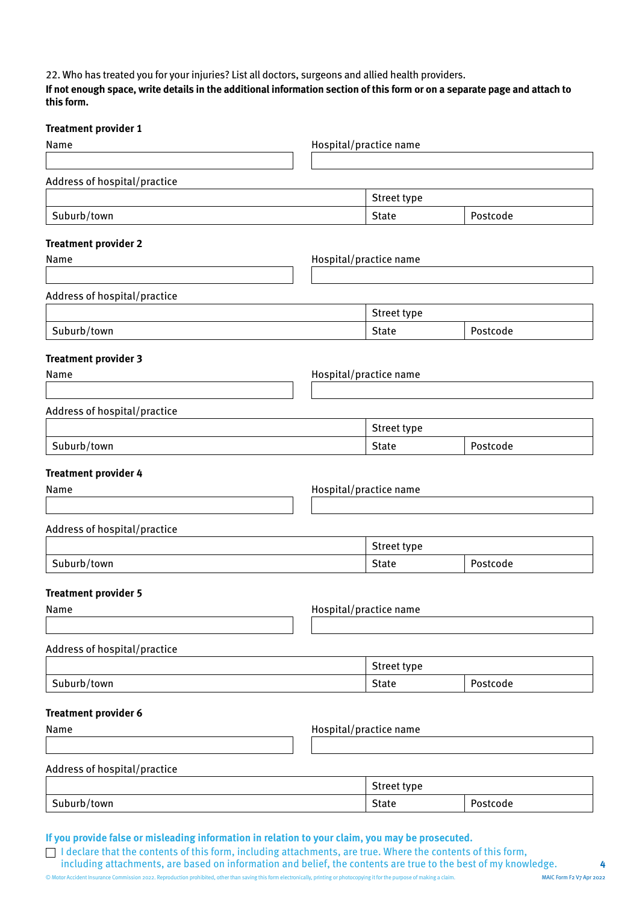22. Who has treated you for your injuries? List all doctors, surgeons and allied health providers.

**If not enough space, write details in the additional information section of this form or on a separate page and attach to this form.**

**Treatment provider 1**

Name

Hospital/practice name

Address of hospital/practice

| | Street type | |
|---|---|---|
| Suburb/town | State | Postcode |

**Treatment provider 2**

Name

Hospital/practice name

Address of hospital/practice

| | Street type | |
|---|---|---|
| Suburb/town | State | Postcode |

**Treatment provider 3**

Name

Hospital/practice name

Address of hospital/practice

| | Street type | |
|---|---|---|
| Suburb/town | State | Postcode |

**Treatment provider 4**

Name

Hospital/practice name

Address of hospital/practice

| | Street type | |
|---|---|---|
| Suburb/town | State | Postcode |

**Treatment provider 5**

Name

Hospital/practice name

Address of hospital/practice

| | Street type | |
|---|---|---|
| Suburb/town | State | Postcode |

**Treatment provider 6**

Name

Hospital/practice name

Address of hospital/practice

| | Street type | |
|---|---|---|
| Suburb/town | State | Postcode |

**If you provide false or misleading information in relation to your claim, you may be prosecuted.**

☐ I declare that the contents of this form, including attachments, are true. Where the contents of this form, including attachments, are based on information and belief, the contents are true to the best of my knowledge.

© Motor Accident Insurance Commission 2022. Reproduction prohibited, other than saving this form electronically, printing or photocopying it for the purpose of making a claim.

MAIC Form F2 V7 Apr 2022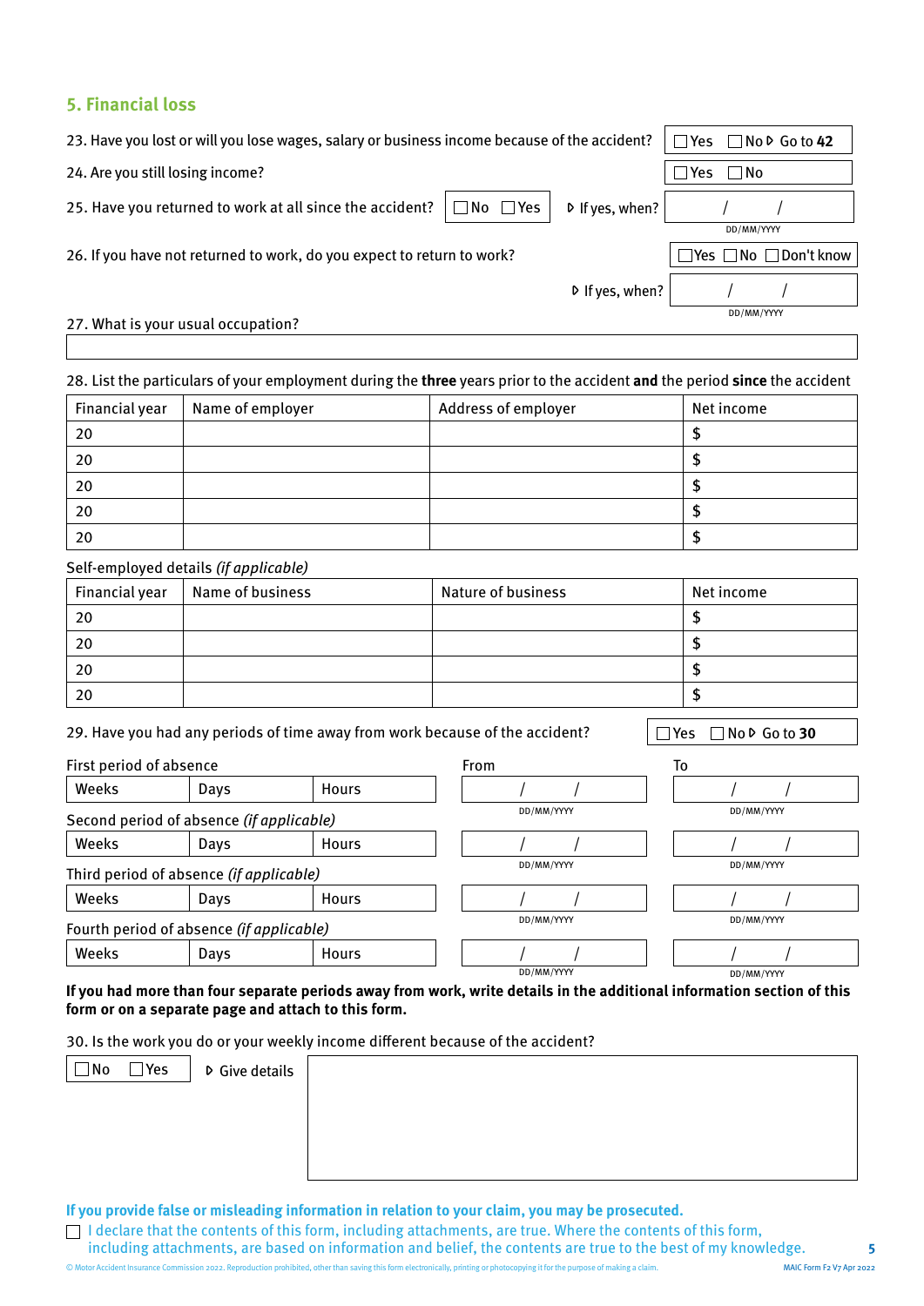## 5. Financial loss

23. Have you lost or will you lose wages, salary or business income because of the accident? ☐ Yes ☐ No ▷ Go to **42**

24. Are you still losing income? ☐ Yes ☐ No

25. Have you returned to work at all since the accident? ☐ No ☐ Yes ▷ If yes, when? ___ / ___ / ___ (DD/MM/YYYY)

26. If you have not returned to work, do you expect to return to work? ☐ Yes ☐ No ☐ Don't know

▷ If yes, when? ___ / ___ / ___ (DD/MM/YYYY)

27. What is your usual occupation?

28. List the particulars of your employment during the **three** years prior to the accident **and** the period **since** the accident

| Financial year | Name of employer | Address of employer | Net income |
|---|---|---|---|
| 20 | | | $ |
| 20 | | | $ |
| 20 | | | $ |
| 20 | | | $ |
| 20 | | | $ |

Self-employed details *(if applicable)*

| Financial year | Name of business | Nature of business | Net income |
|---|---|---|---|
| 20 | | | $ |
| 20 | | | $ |
| 20 | | | $ |
| 20 | | | $ |

29. Have you had any periods of time away from work because of the accident? ☐ Yes ☐ No ▷ Go to **30**

| | Weeks | Days | Hours | From (DD/MM/YYYY) | To (DD/MM/YYYY) |
|---|---|---|---|---|---|
| First period of absence | | | | / / | / / |
| Second period of absence *(if applicable)* | | | | / / | / / |
| Third period of absence *(if applicable)* | | | | / / | / / |
| Fourth period of absence *(if applicable)* | | | | / / | / / |

**If you had more than four separate periods away from work, write details in the additional information section of this form or on a separate page and attach to this form.**

30. Is the work you do or your weekly income different because of the accident?

☐ No ☐ Yes ▷ Give details

**If you provide false or misleading information in relation to your claim, you may be prosecuted.**

☐ I declare that the contents of this form, including attachments, are true. Where the contents of this form, including attachments, are based on information and belief, the contents are true to the best of my knowledge.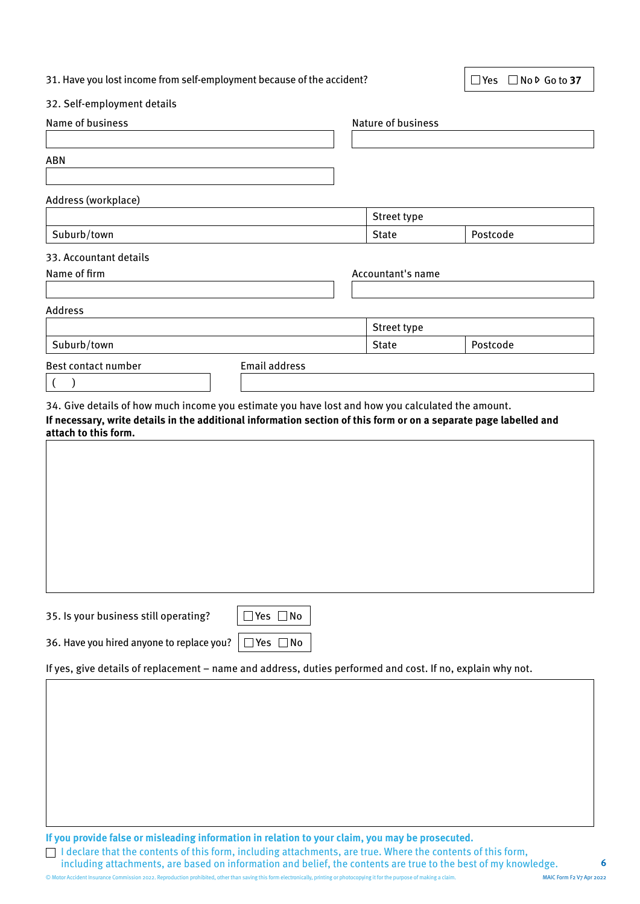31. Have you lost income from self-employment because of the accident? ☐ Yes ☐ No ▷ Go to **37**

32. Self-employment details

Name of business

Nature of business

ABN

Address (workplace)

| | Street type | |
|---|---|---|
| Suburb/town | State | Postcode |

33. Accountant details

Name of firm

Accountant's name

Address

| | Street type | |
|---|---|---|
| Suburb/town | State | Postcode |

Best contact number ( )

Email address

34. Give details of how much income you estimate you have lost and how you calculated the amount.
**If necessary, write details in the additional information section of this form or on a separate page labelled and attach to this form.**

35. Is your business still operating? ☐ Yes ☐ No

36. Have you hired anyone to replace you? ☐ Yes ☐ No

If yes, give details of replacement – name and address, duties performed and cost. If no, explain why not.

**If you provide false or misleading information in relation to your claim, you may be prosecuted.**

☐ I declare that the contents of this form, including attachments, are true. Where the contents of this form, including attachments, are based on information and belief, the contents are true to the best of my knowledge.

© Motor Accident Insurance Commission 2022. Reproduction prohibited, other than saving this form electronically, printing or photocopying it for the purpose of making a claim.

MAIC Form F2 V7 Apr 2022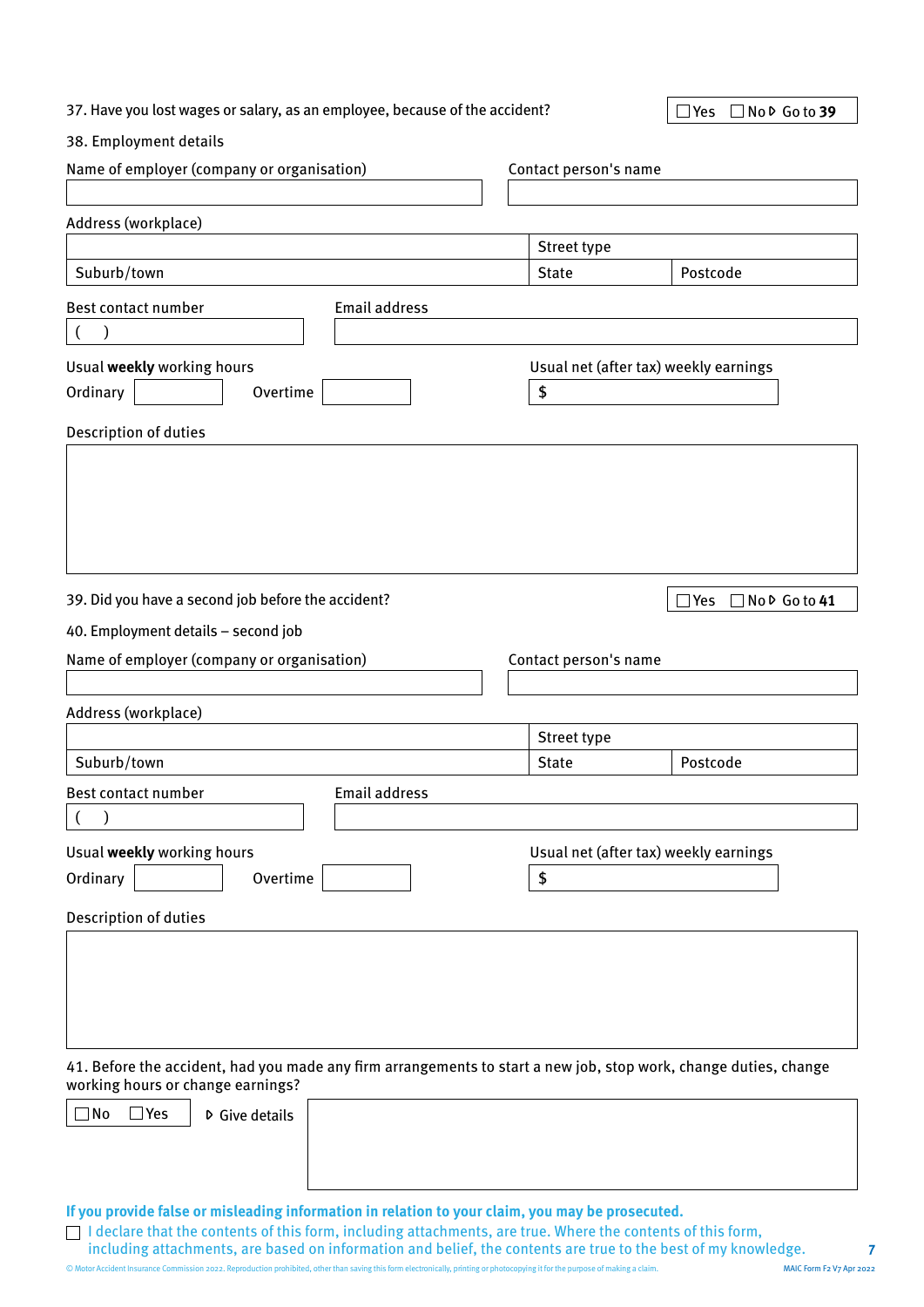37. Have you lost wages or salary, as an employee, because of the accident? ☐ Yes ☐ No ▷ Go to **39**

38. Employment details

Name of employer (company or organisation)

Contact person's name

Address (workplace)

Street type

Suburb/town

State

Postcode

Best contact number

( )

Email address

Usual **weekly** working hours

Ordinary

Overtime

Usual net (after tax) weekly earnings

$

Description of duties

39. Did you have a second job before the accident? ☐ Yes ☐ No ▷ Go to **41**

40. Employment details – second job

Name of employer (company or organisation)

Contact person's name

Address (workplace)

Street type

Suburb/town

State

Postcode

Best contact number

( )

Email address

Usual **weekly** working hours

Ordinary

Overtime

Usual net (after tax) weekly earnings

$

Description of duties

41. Before the accident, had you made any firm arrangements to start a new job, stop work, change duties, change working hours or change earnings?

☐ No ☐ Yes ▷ Give details

**If you provide false or misleading information in relation to your claim, you may be prosecuted.**

☐ I declare that the contents of this form, including attachments, are true. Where the contents of this form, including attachments, are based on information and belief, the contents are true to the best of my knowledge.

© Motor Accident Insurance Commission 2022. Reproduction prohibited, other than saving this form electronically, printing or photocopying it for the purpose of making a claim.

MAIC Form F2 V7 Apr 2022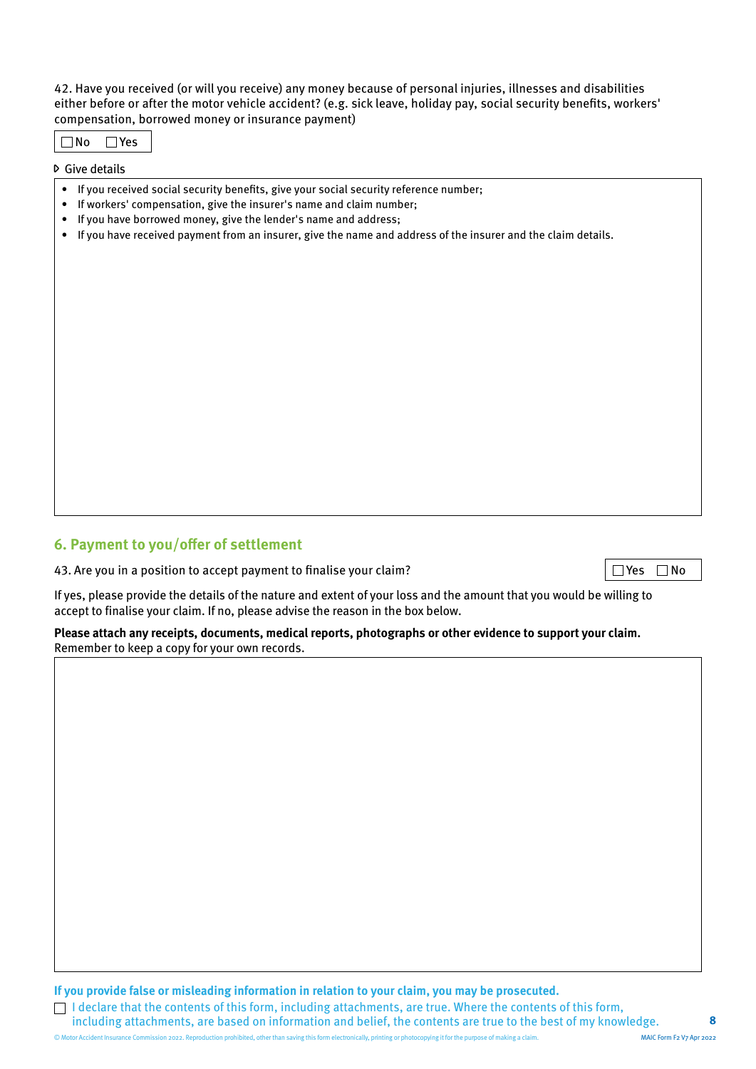42. Have you received (or will you receive) any money because of personal injuries, illnesses and disabilities either before or after the motor vehicle accident? (e.g. sick leave, holiday pay, social security benefits, workers' compensation, borrowed money or insurance payment)

☐ No ☐ Yes

▷ Give details

- If you received social security benefits, give your social security reference number;
- If workers' compensation, give the insurer's name and claim number;
- If you have borrowed money, give the lender's name and address;
- If you have received payment from an insurer, give the name and address of the insurer and the claim details.

## 6. Payment to you/offer of settlement

43. Are you in a position to accept payment to finalise your claim? ☐ Yes ☐ No

If yes, please provide the details of the nature and extent of your loss and the amount that you would be willing to accept to finalise your claim. If no, please advise the reason in the box below.

**Please attach any receipts, documents, medical reports, photographs or other evidence to support your claim.** Remember to keep a copy for your own records.

**If you provide false or misleading information in relation to your claim, you may be prosecuted.**

☐ I declare that the contents of this form, including attachments, are true. Where the contents of this form, including attachments, are based on information and belief, the contents are true to the best of my knowledge.

© Motor Accident Insurance Commission 2022. Reproduction prohibited, other than saving this form electronically, printing or photocopying it for the purpose of making a claim.

MAIC Form F2 V7 Apr 2022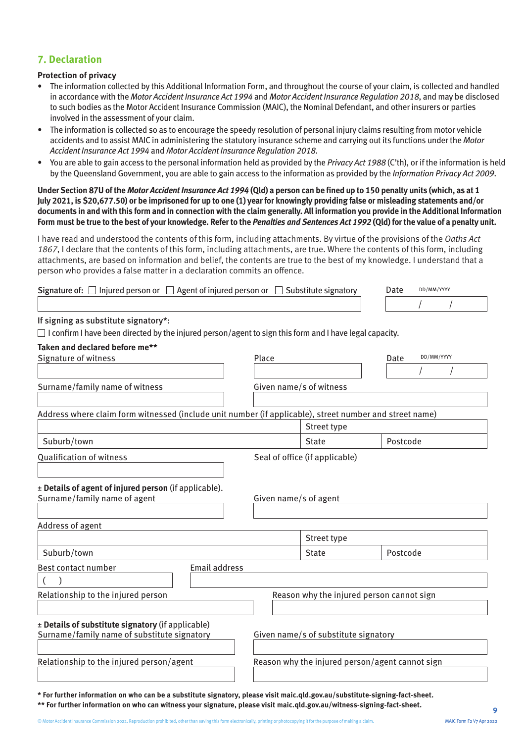## 7. Declaration

**Protection of privacy**

- The information collected by this Additional Information Form, and throughout the course of your claim, is collected and handled in accordance with the *Motor Accident Insurance Act 1994* and *Motor Accident Insurance Regulation 2018*, and may be disclosed to such bodies as the Motor Accident Insurance Commission (MAIC), the Nominal Defendant, and other insurers or parties involved in the assessment of your claim.
- The information is collected so as to encourage the speedy resolution of personal injury claims resulting from motor vehicle accidents and to assist MAIC in administering the statutory insurance scheme and carrying out its functions under the *Motor Accident Insurance Act 1994* and *Motor Accident Insurance Regulation 2018*.
- You are able to gain access to the personal information held as provided by the *Privacy Act 1988* (C'th), or if the information is held by the Queensland Government, you are able to gain access to the information as provided by the *Information Privacy Act 2009*.

**Under Section 87U of the *Motor Accident Insurance Act 1994* (Qld) a person can be fined up to 150 penalty units (which, as at 1 July 2021, is $20,677.50) or be imprisoned for up to one (1) year for knowingly providing false or misleading statements and/or documents in and with this form and in connection with the claim generally. All information you provide in the Additional Information Form must be true to the best of your knowledge. Refer to the *Penalties and Sentences Act 1992* (Qld) for the value of a penalty unit.**

I have read and understood the contents of this form, including attachments. By virtue of the provisions of the *Oaths Act 1867*, I declare that the contents of this form, including attachments, are true. Where the contents of this form, including attachments, are based on information and belief, the contents are true to the best of my knowledge. I understand that a person who provides a false matter in a declaration commits an offence.

**Signature of:** ☐ Injured person or ☐ Agent of injured person or ☐ Substitute signatory

Date DD/MM/YYYY ___ / ___ / ___

If signing as substitute signatory*:

☐ I confirm I have been directed by the injured person/agent to sign this form and I have legal capacity.

**Taken and declared before me****

Signature of witness

Place

Date DD/MM/YYYY ___ / ___ / ___

Surname/family name of witness

Given name/s of witness

Address where claim form witnessed (include unit number (if applicable), street number and street name)

Street type

Suburb/town | State | Postcode

Qualification of witness

Seal of office (if applicable)

**± Details of agent of injured person** (if applicable).

Surname/family name of agent

Given name/s of agent

Address of agent

Street type

Suburb/town | State | Postcode

Best contact number ( )

Email address

Relationship to the injured person

Reason why the injured person cannot sign

**± Details of substitute signatory** (if applicable)

Surname/family name of substitute signatory

Given name/s of substitute signatory

Relationship to the injured person/agent

Reason why the injured person/agent cannot sign

**\* For further information on who can be a substitute signatory, please visit maic.qld.gov.au/substitute-signing-fact-sheet.**

**\*\* For further information on who can witness your signature, please visit maic.qld.gov.au/witness-signing-fact-sheet.**

© Motor Accident Insurance Commission 2022. Reproduction prohibited, other than saving this form electronically, printing or photocopying it for the purpose of making a claim.

MAIC Form F2 V7 Apr 2022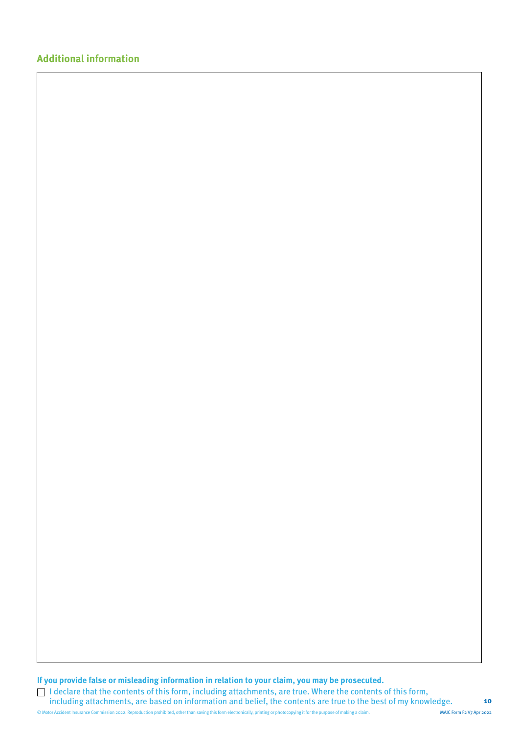## Additional information

**If you provide false or misleading information in relation to your claim, you may be prosecuted.**

☐ I declare that the contents of this form, including attachments, are true. Where the contents of this form, including attachments, are based on information and belief, the contents are true to the best of my knowledge.

© Motor Accident Insurance Commission 2022. Reproduction prohibited, other than saving this form electronically, printing or photocopying it for the purpose of making a claim.

MAIC Form F2 V7 Apr 2022